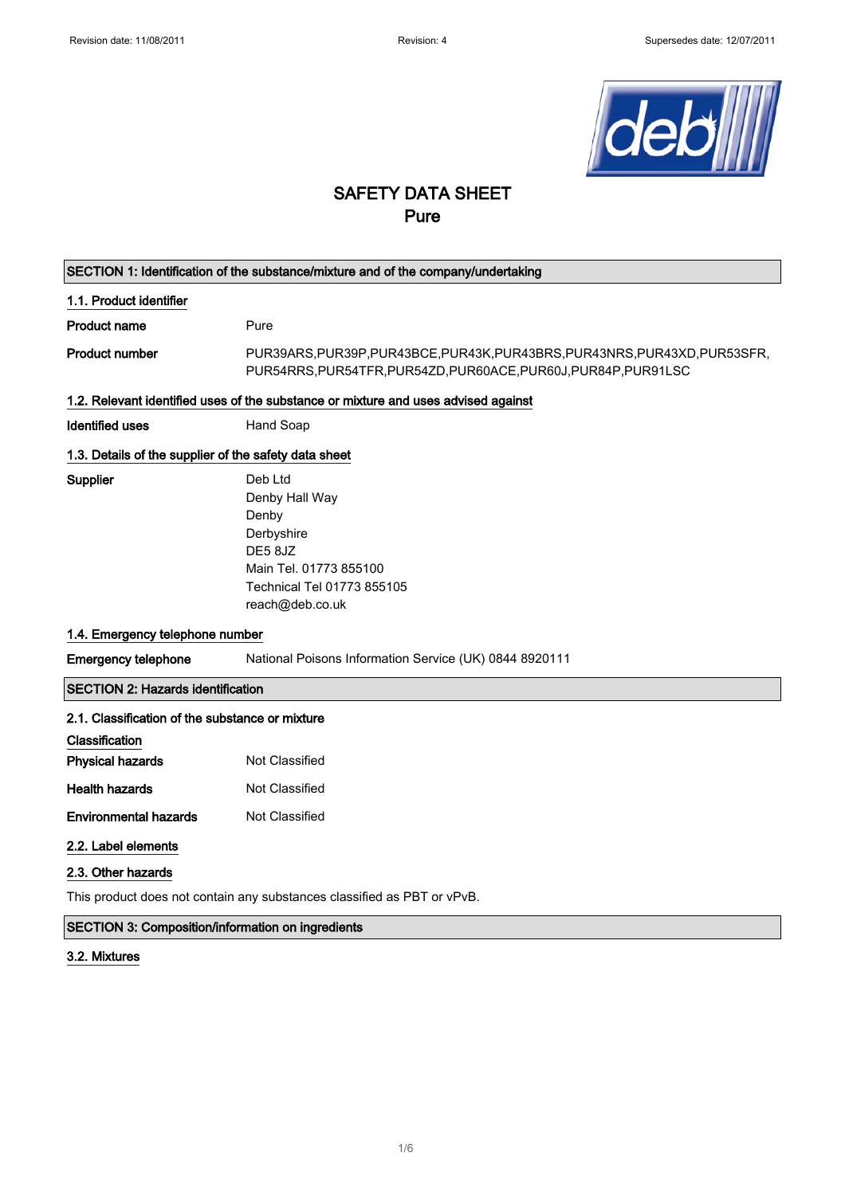# SAFETY DATA SHEET
## Pure

### SECTION 1: Identification of the substance/mixture and of the company/undertaking

**1.1. Product identifier**

**Product name** Pure

**Product number** PUR39ARS,PUR39P,PUR43BCE,PUR43K,PUR43BRS,PUR43NRS,PUR43XD,PUR53SFR,PUR54RRS,PUR54TFR,PUR54ZD,PUR60ACE,PUR60J,PUR84P,PUR91LSC

**1.2. Relevant identified uses of the substance or mixture and uses advised against**

**Identified uses** Hand Soap

**1.3. Details of the supplier of the safety data sheet**

**Supplier**
Deb Ltd
Denby Hall Way
Denby
Derbyshire
DE5 8JZ
Main Tel. 01773 855100
Technical Tel 01773 855105
reach@deb.co.uk

**1.4. Emergency telephone number**

**Emergency telephone** National Poisons Information Service (UK) 0844 8920111

### SECTION 2: Hazards identification

**2.1. Classification of the substance or mixture**

**Classification**

**Physical hazards** Not Classified

**Health hazards** Not Classified

**Environmental hazards** Not Classified

**2.2. Label elements**

**2.3. Other hazards**

This product does not contain any substances classified as PBT or vPvB.

### SECTION 3: Composition/information on ingredients

**3.2. Mixtures**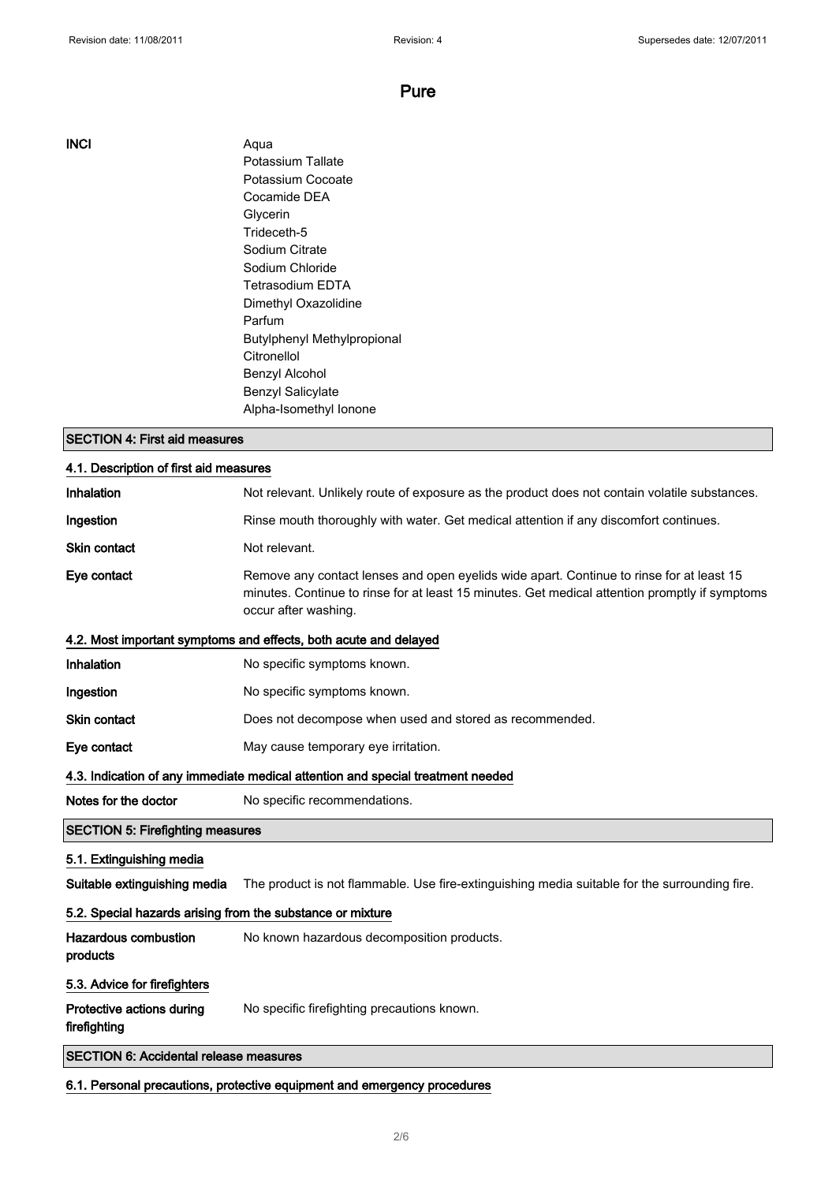| | |
|---|---|
| **INCI** | Aqua<br>Potassium Tallate<br>Potassium Cocoate<br>Cocamide DEA<br>Glycerin<br>Trideceth-5<br>Sodium Citrate<br>Sodium Chloride<br>Tetrasodium EDTA<br>Dimethyl Oxazolidine<br>Parfum<br>Butylphenyl Methylpropional<br>Citronellol<br>Benzyl Alcohol<br>Benzyl Salicylate<br>Alpha-Isomethyl Ionone |

## SECTION 4: First aid measures

### 4.1. Description of first aid measures

| | |
|---|---|
| **Inhalation** | Not relevant. Unlikely route of exposure as the product does not contain volatile substances. |
| **Ingestion** | Rinse mouth thoroughly with water. Get medical attention if any discomfort continues. |
| **Skin contact** | Not relevant. |
| **Eye contact** | Remove any contact lenses and open eyelids wide apart. Continue to rinse for at least 15 minutes. Continue to rinse for at least 15 minutes. Get medical attention promptly if symptoms occur after washing. |

### 4.2. Most important symptoms and effects, both acute and delayed

| | |
|---|---|
| **Inhalation** | No specific symptoms known. |
| **Ingestion** | No specific symptoms known. |
| **Skin contact** | Does not decompose when used and stored as recommended. |
| **Eye contact** | May cause temporary eye irritation. |

### 4.3. Indication of any immediate medical attention and special treatment needed

| | |
|---|---|
| **Notes for the doctor** | No specific recommendations. |

## SECTION 5: Firefighting measures

### 5.1. Extinguishing media

| | |
|---|---|
| **Suitable extinguishing media** | The product is not flammable. Use fire-extinguishing media suitable for the surrounding fire. |

### 5.2. Special hazards arising from the substance or mixture

| | |
|---|---|
| **Hazardous combustion products** | No known hazardous decomposition products. |

### 5.3. Advice for firefighters

| | |
|---|---|
| **Protective actions during firefighting** | No specific firefighting precautions known. |

## SECTION 6: Accidental release measures

### 6.1. Personal precautions, protective equipment and emergency procedures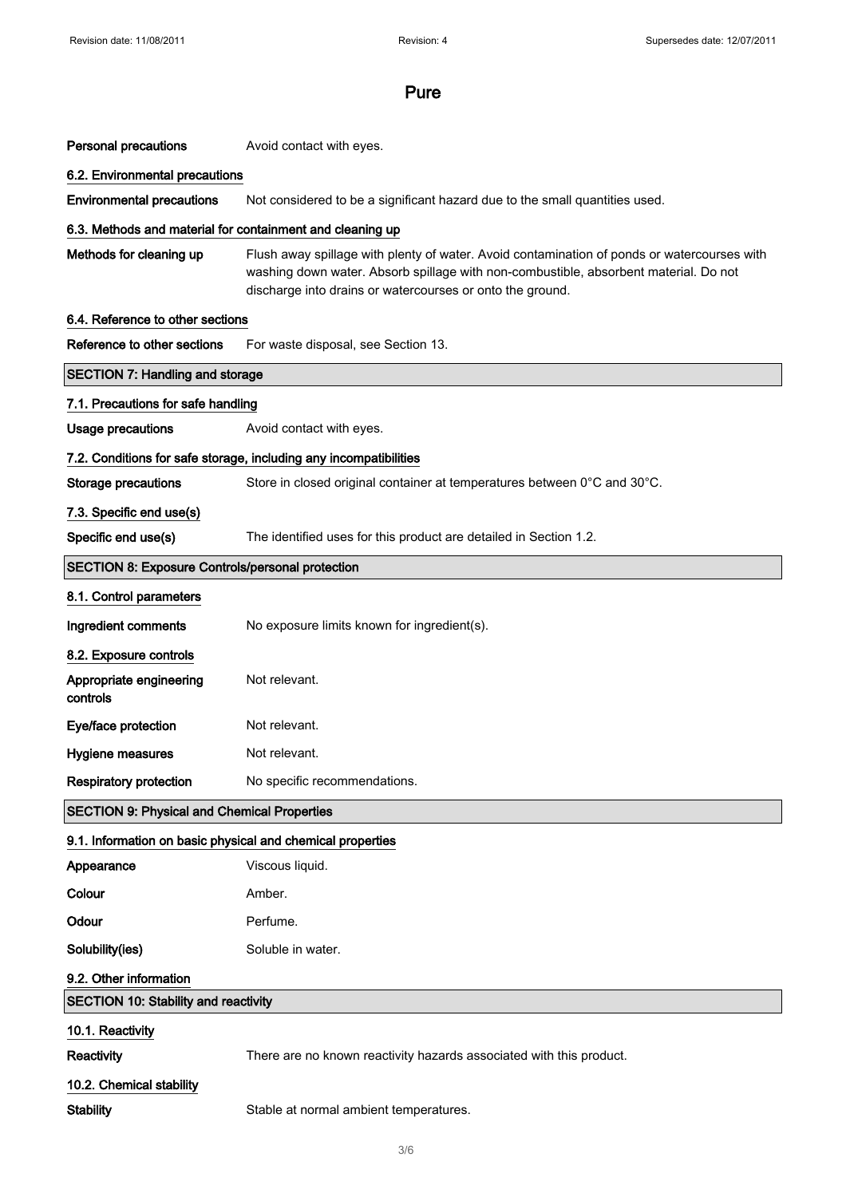# Pure

**Personal precautions** Avoid contact with eyes.

### 6.2. Environmental precautions

**Environmental precautions** Not considered to be a significant hazard due to the small quantities used.

### 6.3. Methods and material for containment and cleaning up

**Methods for cleaning up** Flush away spillage with plenty of water. Avoid contamination of ponds or watercourses with washing down water. Absorb spillage with non-combustible, absorbent material. Do not discharge into drains or watercourses or onto the ground.

### 6.4. Reference to other sections

**Reference to other sections** For waste disposal, see Section 13.

## SECTION 7: Handling and storage

### 7.1. Precautions for safe handling

**Usage precautions** Avoid contact with eyes.

### 7.2. Conditions for safe storage, including any incompatibilities

**Storage precautions** Store in closed original container at temperatures between 0°C and 30°C.

### 7.3. Specific end use(s)

**Specific end use(s)** The identified uses for this product are detailed in Section 1.2.

## SECTION 8: Exposure Controls/personal protection

### 8.1. Control parameters

**Ingredient comments** No exposure limits known for ingredient(s).

### 8.2. Exposure controls

**Appropriate engineering controls** Not relevant.

**Eye/face protection** Not relevant.

**Hygiene measures** Not relevant.

**Respiratory protection** No specific recommendations.

## SECTION 9: Physical and Chemical Properties

### 9.1. Information on basic physical and chemical properties

**Appearance** Viscous liquid.

**Colour** Amber.

**Odour** Perfume.

**Solubility(ies)** Soluble in water.

### 9.2. Other information

## SECTION 10: Stability and reactivity

### 10.1. Reactivity

**Reactivity** There are no known reactivity hazards associated with this product.

### 10.2. Chemical stability

**Stability** Stable at normal ambient temperatures.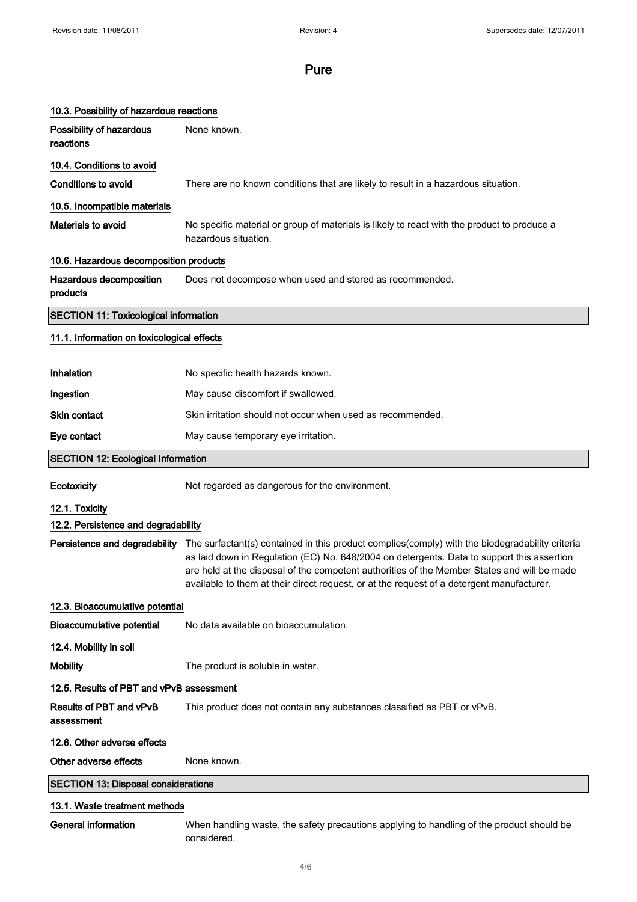#### 10.3. Possibility of hazardous reactions

**Possibility of hazardous reactions** None known.

#### 10.4. Conditions to avoid

**Conditions to avoid** There are no known conditions that are likely to result in a hazardous situation.

#### 10.5. Incompatible materials

**Materials to avoid** No specific material or group of materials is likely to react with the product to produce a hazardous situation.

#### 10.6. Hazardous decomposition products

**Hazardous decomposition products** Does not decompose when used and stored as recommended.

## SECTION 11: Toxicological information

#### 11.1. Information on toxicological effects

**Inhalation** No specific health hazards known.

**Ingestion** May cause discomfort if swallowed.

**Skin contact** Skin irritation should not occur when used as recommended.

**Eye contact** May cause temporary eye irritation.

## SECTION 12: Ecological Information

**Ecotoxicity** Not regarded as dangerous for the environment.

#### 12.1. Toxicity

#### 12.2. Persistence and degradability

**Persistence and degradability** The surfactant(s) contained in this product complies(comply) with the biodegradability criteria as laid down in Regulation (EC) No. 648/2004 on detergents. Data to support this assertion are held at the disposal of the competent authorities of the Member States and will be made available to them at their direct request, or at the request of a detergent manufacturer.

#### 12.3. Bioaccumulative potential

**Bioaccumulative potential** No data available on bioaccumulation.

#### 12.4. Mobility in soil

**Mobility** The product is soluble in water.

#### 12.5. Results of PBT and vPvB assessment

**Results of PBT and vPvB assessment** This product does not contain any substances classified as PBT or vPvB.

#### 12.6. Other adverse effects

**Other adverse effects** None known.

## SECTION 13: Disposal considerations

#### 13.1. Waste treatment methods

**General information** When handling waste, the safety precautions applying to handling of the product should be considered.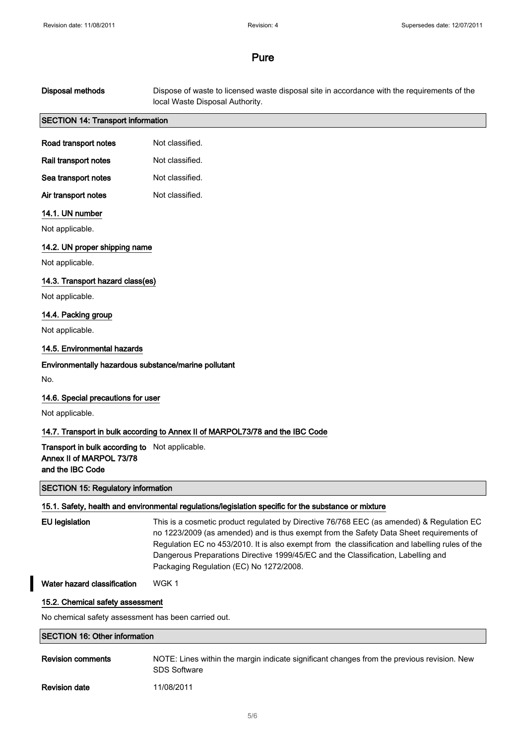**Disposal methods** Dispose of waste to licensed waste disposal site in accordance with the requirements of the local Waste Disposal Authority.

## SECTION 14: Transport information

**Road transport notes** Not classified.

**Rail transport notes** Not classified.

**Sea transport notes** Not classified.

**Air transport notes** Not classified.

### 14.1. UN number

Not applicable.

### 14.2. UN proper shipping name

Not applicable.

### 14.3. Transport hazard class(es)

Not applicable.

### 14.4. Packing group

Not applicable.

### 14.5. Environmental hazards

**Environmentally hazardous substance/marine pollutant**

No.

### 14.6. Special precautions for user

Not applicable.

### 14.7. Transport in bulk according to Annex II of MARPOL73/78 and the IBC Code

**Transport in bulk according to Annex II of MARPOL 73/78 and the IBC Code** Not applicable.

## SECTION 15: Regulatory information

### 15.1. Safety, health and environmental regulations/legislation specific for the substance or mixture

**EU legislation** This is a cosmetic product regulated by Directive 76/768 EEC (as amended) & Regulation EC no 1223/2009 (as amended) and is thus exempt from the Safety Data Sheet requirements of Regulation EC no 453/2010. It is also exempt from the classification and labelling rules of the Dangerous Preparations Directive 1999/45/EC and the Classification, Labelling and Packaging Regulation (EC) No 1272/2008.

**Water hazard classification** WGK 1

### 15.2. Chemical safety assessment

No chemical safety assessment has been carried out.

## SECTION 16: Other information

**Revision comments** NOTE: Lines within the margin indicate significant changes from the previous revision. New SDS Software

**Revision date** 11/08/2011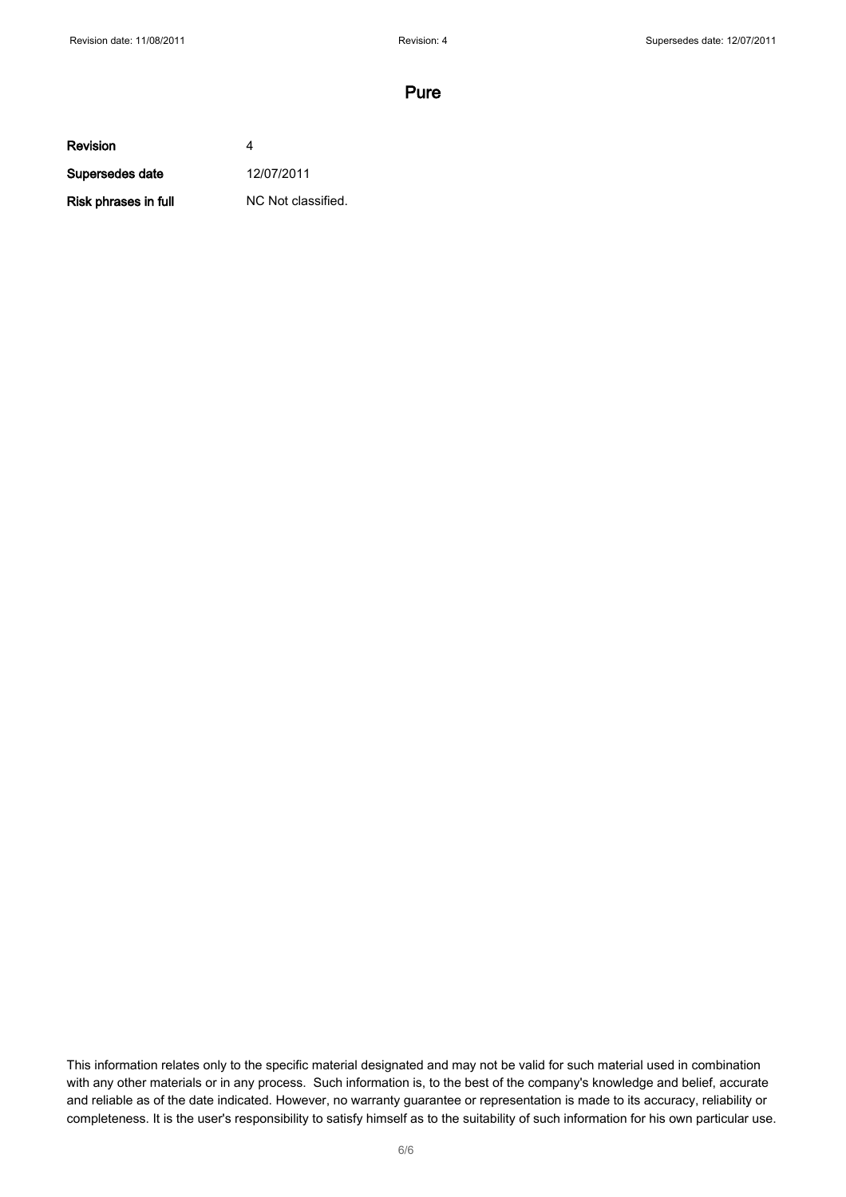Pure

| | |
|---|---|
| **Revision** | 4 |
| **Supersedes date** | 12/07/2011 |
| **Risk phrases in full** | NC Not classified. |

This information relates only to the specific material designated and may not be valid for such material used in combination with any other materials or in any process. Such information is, to the best of the company's knowledge and belief, accurate and reliable as of the date indicated. However, no warranty guarantee or representation is made to its accuracy, reliability or completeness. It is the user's responsibility to satisfy himself as to the suitability of such information for his own particular use.